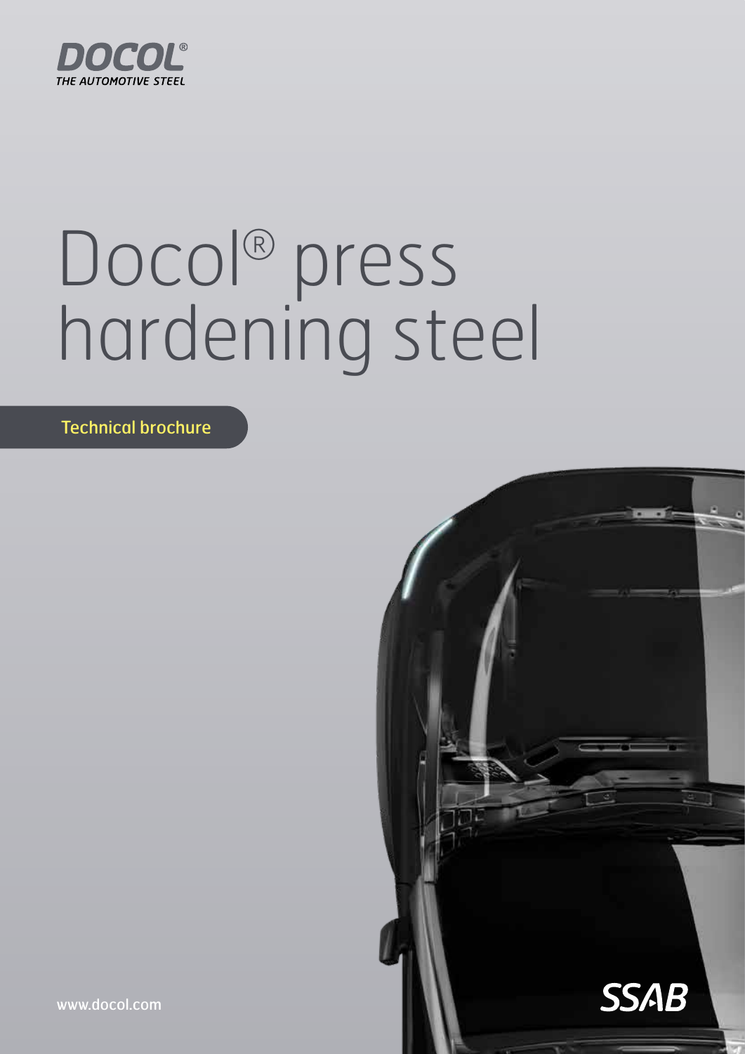DOCOL®
THE AUTOMOTIVE STEEL

# Docol® press hardening steel

Technical brochure

www.docol.com

SSAB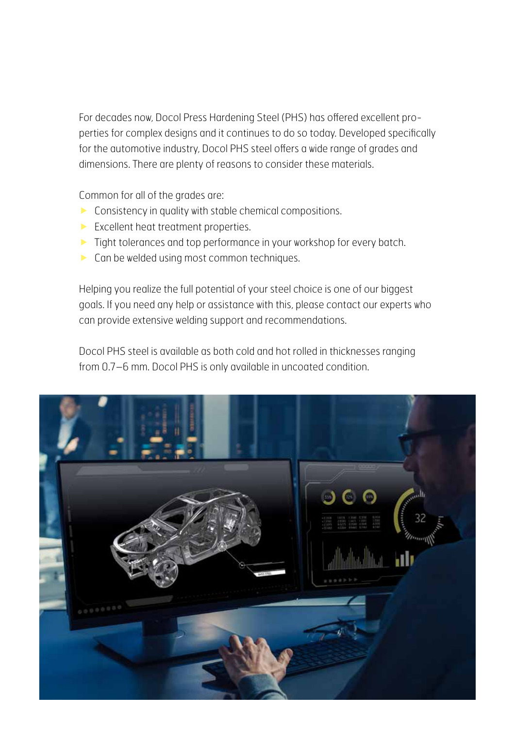For decades now, Docol Press Hardening Steel (PHS) has offered excellent properties for complex designs and it continues to do so today. Developed specifically for the automotive industry, Docol PHS steel offers a wide range of grades and dimensions. There are plenty of reasons to consider these materials.

Common for all of the grades are:

- Consistency in quality with stable chemical compositions.
- Excellent heat treatment properties.
- Tight tolerances and top performance in your workshop for every batch.
- Can be welded using most common techniques.

Helping you realize the full potential of your steel choice is one of our biggest goals. If you need any help or assistance with this, please contact our experts who can provide extensive welding support and recommendations.

Docol PHS steel is available as both cold and hot rolled in thicknesses ranging from 0.7–6 mm. Docol PHS is only available in uncoated condition.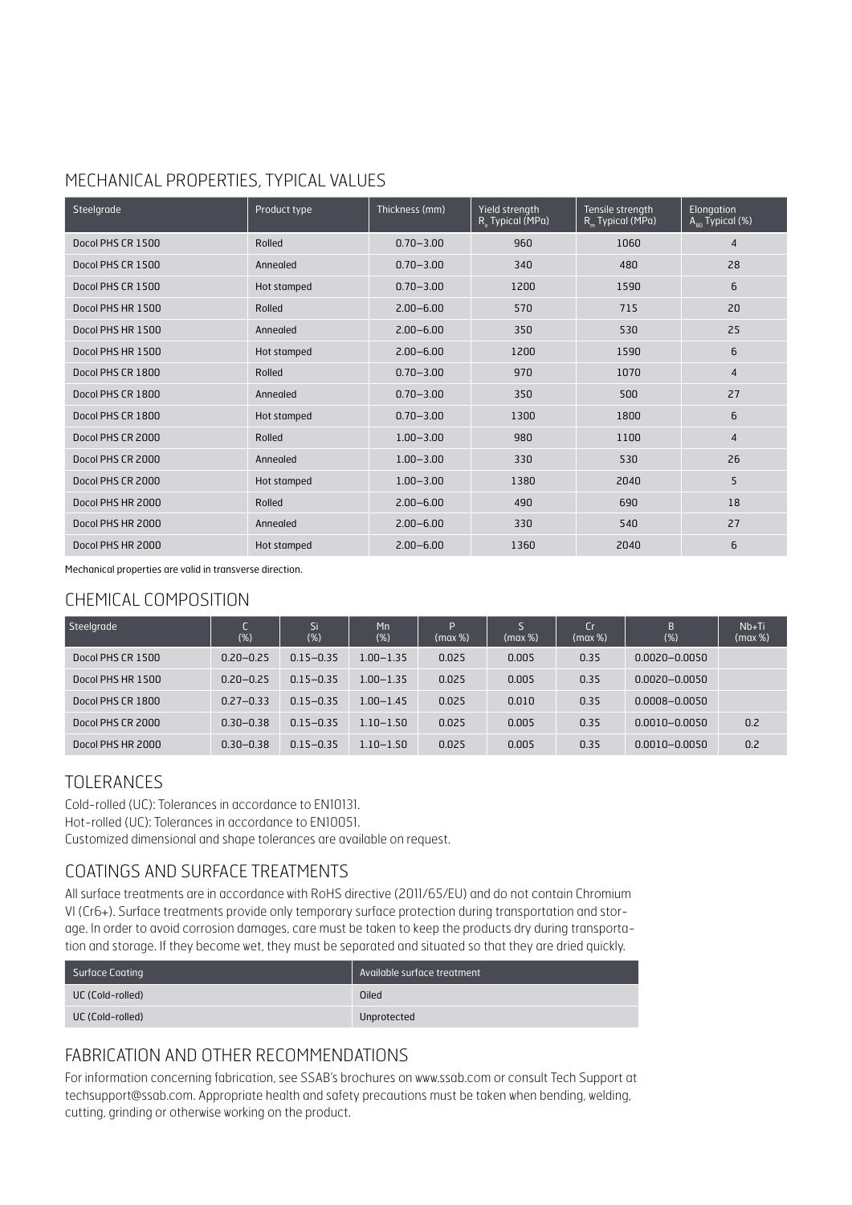## MECHANICAL PROPERTIES, TYPICAL VALUES

| Steelgrade | Product type | Thickness (mm) | Yield strength $R_e$ Typical (MPa) | Tensile strength $R_m$ Typical (MPa) | Elongation $A_{80}$ Typical (%) |
|---|---|---|---|---|---|
| Docol PHS CR 1500 | Rolled | 0.70–3.00 | 960 | 1060 | 4 |
| Docol PHS CR 1500 | Annealed | 0.70–3.00 | 340 | 480 | 28 |
| Docol PHS CR 1500 | Hot stamped | 0.70–3.00 | 1200 | 1590 | 6 |
| Docol PHS HR 1500 | Rolled | 2.00–6.00 | 570 | 715 | 20 |
| Docol PHS HR 1500 | Annealed | 2.00–6.00 | 350 | 530 | 25 |
| Docol PHS HR 1500 | Hot stamped | 2.00–6.00 | 1200 | 1590 | 6 |
| Docol PHS CR 1800 | Rolled | 0.70–3.00 | 970 | 1070 | 4 |
| Docol PHS CR 1800 | Annealed | 0.70–3.00 | 350 | 500 | 27 |
| Docol PHS CR 1800 | Hot stamped | 0.70–3.00 | 1300 | 1800 | 6 |
| Docol PHS CR 2000 | Rolled | 1.00–3.00 | 980 | 1100 | 4 |
| Docol PHS CR 2000 | Annealed | 1.00–3.00 | 330 | 530 | 26 |
| Docol PHS CR 2000 | Hot stamped | 1.00–3.00 | 1380 | 2040 | 5 |
| Docol PHS HR 2000 | Rolled | 2.00–6.00 | 490 | 690 | 18 |
| Docol PHS HR 2000 | Annealed | 2.00–6.00 | 330 | 540 | 27 |
| Docol PHS HR 2000 | Hot stamped | 2.00–6.00 | 1360 | 2040 | 6 |

Mechanical properties are valid in transverse direction.

## CHEMICAL COMPOSITION

| Steelgrade | C (%) | Si (%) | Mn (%) | P (max %) | S (max %) | Cr (max %) | B (%) | Nb+Ti (max %) |
|---|---|---|---|---|---|---|---|---|
| Docol PHS CR 1500 | 0.20–0.25 | 0.15–0.35 | 1.00–1.35 | 0.025 | 0.005 | 0.35 | 0.0020–0.0050 | |
| Docol PHS HR 1500 | 0.20–0.25 | 0.15–0.35 | 1.00–1.35 | 0.025 | 0.005 | 0.35 | 0.0020–0.0050 | |
| Docol PHS CR 1800 | 0.27–0.33 | 0.15–0.35 | 1.00–1.45 | 0.025 | 0.010 | 0.35 | 0.0008–0.0050 | |
| Docol PHS CR 2000 | 0.30–0.38 | 0.15–0.35 | 1.10–1.50 | 0.025 | 0.005 | 0.35 | 0.0010–0.0050 | 0.2 |
| Docol PHS HR 2000 | 0.30–0.38 | 0.15–0.35 | 1.10–1.50 | 0.025 | 0.005 | 0.35 | 0.0010–0.0050 | 0.2 |

## TOLERANCES

Cold-rolled (UC): Tolerances in accordance to EN10131.
Hot-rolled (UC): Tolerances in accordance to EN10051.
Customized dimensional and shape tolerances are available on request.

## COATINGS AND SURFACE TREATMENTS

All surface treatments are in accordance with RoHS directive (2011/65/EU) and do not contain Chromium VI (Cr6+). Surface treatments provide only temporary surface protection during transportation and storage. In order to avoid corrosion damages, care must be taken to keep the products dry during transportation and storage. If they become wet, they must be separated and situated so that they are dried quickly.

| Surface Coating | Available surface treatment |
|---|---|
| UC (Cold-rolled) | Oiled |
| UC (Cold-rolled) | Unprotected |

## FABRICATION AND OTHER RECOMMENDATIONS

For information concerning fabrication, see SSAB's brochures on www.ssab.com or consult Tech Support at techsupport@ssab.com. Appropriate health and safety precautions must be taken when bending, welding, cutting, grinding or otherwise working on the product.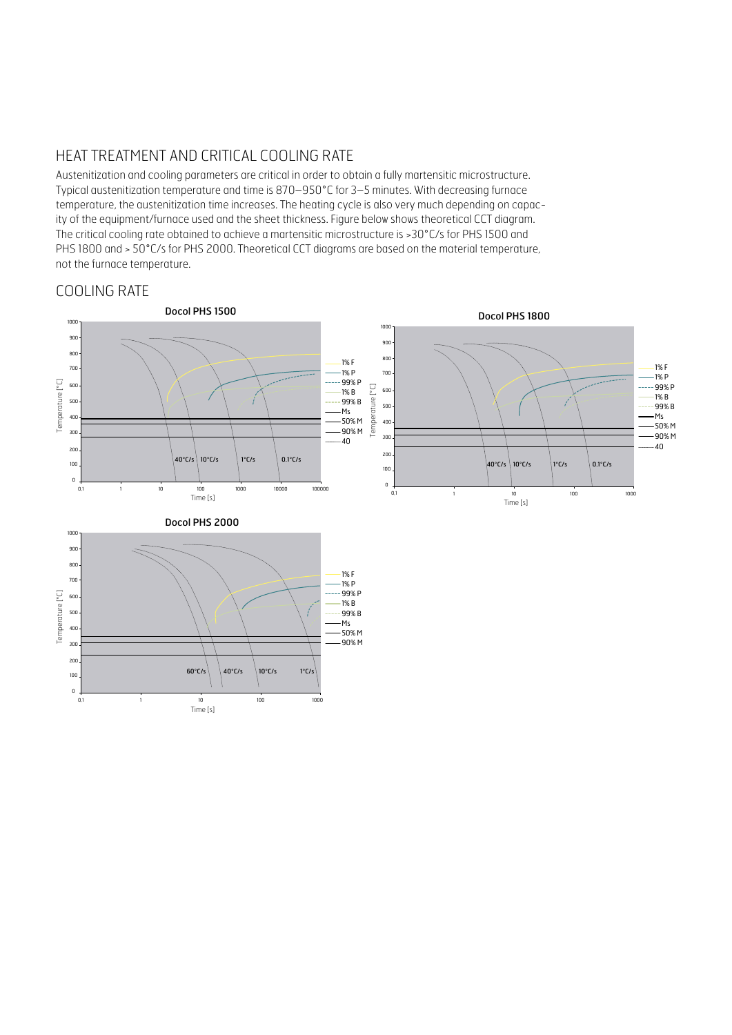## HEAT TREATMENT AND CRITICAL COOLING RATE

Austenitization and cooling parameters are critical in order to obtain a fully martensitic microstructure. Typical austenitization temperature and time is 870–950°C for 3–5 minutes. With decreasing furnace temperature, the austenitization time increases. The heating cycle is also very much depending on capacity of the equipment/furnace used and the sheet thickness. Figure below shows theoretical CCT diagram. The critical cooling rate obtained to achieve a martensitic microstructure is >30°C/s for PHS 1500 and PHS 1800 and > 50°C/s for PHS 2000. Theoretical CCT diagrams are based on the material temperature, not the furnace temperature.

## COOLING RATE

**Docol PHS 1500**

**Docol PHS 1800**

**Docol PHS 2000**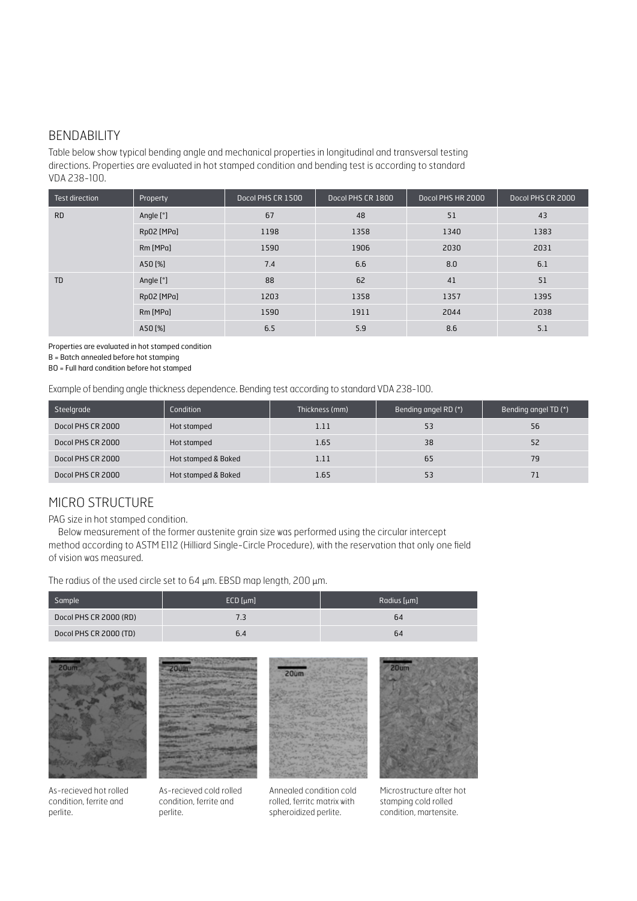## BENDABILITY

Table below show typical bending angle and mechanical properties in longitudinal and transversal testing directions. Properties are evaluated in hot stamped condition and bending test is according to standard VDA 238-100.

| Test direction | Property | Docol PHS CR 1500 | Docol PHS CR 1800 | Docol PHS HR 2000 | Docol PHS CR 2000 |
|---|---|---|---|---|---|
| RD | Angle [°] | 67 | 48 | 51 | 43 |
| | Rp02 [MPa] | 1198 | 1358 | 1340 | 1383 |
| | Rm [MPa] | 1590 | 1906 | 2030 | 2031 |
| | A50 [%] | 7.4 | 6.6 | 8.0 | 6.1 |
| TD | Angle [°] | 88 | 62 | 41 | 51 |
| | Rp02 [MPa] | 1203 | 1358 | 1357 | 1395 |
| | Rm [MPa] | 1590 | 1911 | 2044 | 2038 |
| | A50 [%] | 6.5 | 5.9 | 8.6 | 5.1 |

Properties are evaluated in hot stamped condition
B = Batch annealed before hot stamping
BO = Full hard condition before hot stamped

Example of bending angle thickness dependence. Bending test according to standard VDA 238-100.

| Steelgrade | Condition | Thickness (mm) | Bending angel RD (°) | Bending angel TD (°) |
|---|---|---|---|---|
| Docol PHS CR 2000 | Hot stamped | 1.11 | 53 | 56 |
| Docol PHS CR 2000 | Hot stamped | 1.65 | 38 | 52 |
| Docol PHS CR 2000 | Hot stamped & Baked | 1.11 | 65 | 79 |
| Docol PHS CR 2000 | Hot stamped & Baked | 1.65 | 53 | 71 |

## MICRO STRUCTURE

PAG size in hot stamped condition.

Below measurement of the former austenite grain size was performed using the circular intercept method according to ASTM E112 (Hilliard Single-Circle Procedure), with the reservation that only one field of vision was measured.

The radius of the used circle set to 64 µm. EBSD map length, 200 µm.

| Sample | ECD [µm] | Radius [µm] |
|---|---|---|
| Docol PHS CR 2000 (RD) | 7.3 | 64 |
| Docol PHS CR 2000 (TD) | 6.4 | 64 |

As-recieved hot rolled condition, ferrite and perlite.

As-recieved cold rolled condition, ferrite and perlite.

Annealed condition cold rolled, ferritc matrix with spheroidized perlite.

Microstructure after hot stamping cold rolled condition, martensite.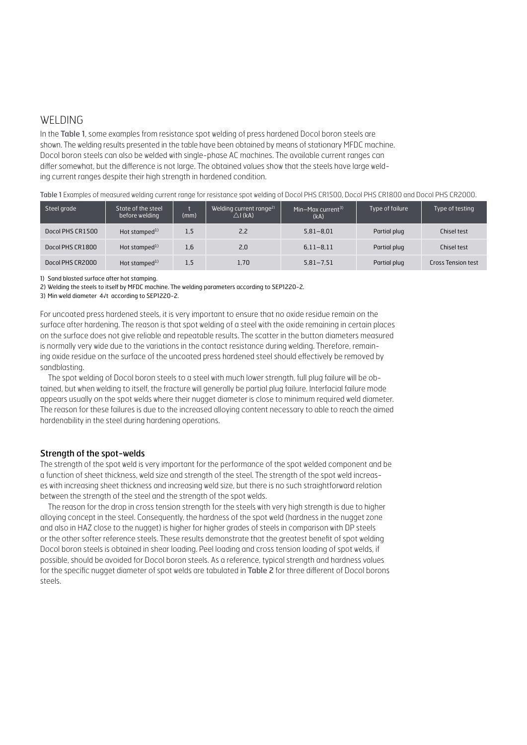# WELDING

In the **Table 1**, some examples from resistance spot welding of press hardened Docol boron steels are shown. The welding results presented in the table have been obtained by means of stationary MFDC machine. Docol boron steels can also be welded with single-phase AC machines. The available current ranges can differ somewhat, but the difference is not large. The obtained values show that the steels have large welding current ranges despite their high strength in hardened condition.

**Table 1** Examples of measured welding current range for resistance spot welding of Docol PHS CR1500, Docol PHS CR1800 and Docol PHS CR2000.

| Steel grade | State of the steel before welding | t (mm) | Welding current range[2] $\triangle$I (kA) | Min–Max current[3] (kA) | Type of failure | Type of testing |
|---|---|---|---|---|---|---|
| Docol PHS CR1500 | Hot stamped[1] | 1,5 | 2,2 | 5,81–8,01 | Partial plug | Chisel test |
| Docol PHS CR1800 | Hot stamped[1] | 1,6 | 2,0 | 6,11–8,11 | Partial plug | Chisel test |
| Docol PHS CR2000 | Hot stamped[1] | 1,5 | 1,70 | 5,81–7,51 | Partial plug | Cross Tension test |

1) Sand blasted surface after hot stamping.
2) Welding the steels to itself by MFDC machine. The welding parameters according to SEP1220-2.
3) Min weld diameter $4\sqrt{t}$ according to SEP1220-2.

For uncoated press hardened steels, it is very important to ensure that no oxide residue remain on the surface after hardening. The reason is that spot welding of a steel with the oxide remaining in certain places on the surface does not give reliable and repeatable results. The scatter in the button diameters measured is normally very wide due to the variations in the contact resistance during welding. Therefore, remaining oxide residue on the surface of the uncoated press hardened steel should effectively be removed by sandblasting.

The spot welding of Docol boron steels to a steel with much lower strength, full plug failure will be obtained, but when welding to itself, the fracture will generally be partial plug failure. Interfacial failure mode appears usually on the spot welds where their nugget diameter is close to minimum required weld diameter. The reason for these failures is due to the increased alloying content necessary to able to reach the aimed hardenability in the steel during hardening operations.

### Strength of the spot-welds

The strength of the spot weld is very important for the performance of the spot welded component and be a function of sheet thickness, weld size and strength of the steel. The strength of the spot weld increases with increasing sheet thickness and increasing weld size, but there is no such straightforward relation between the strength of the steel and the strength of the spot welds.

The reason for the drop in cross tension strength for the steels with very high strength is due to higher alloying concept in the steel. Consequently, the hardness of the spot weld (hardness in the nugget zone and also in HAZ close to the nugget) is higher for higher grades of steels in comparison with DP steels or the other softer reference steels. These results demonstrate that the greatest benefit of spot welding Docol boron steels is obtained in shear loading. Peel loading and cross tension loading of spot welds, if possible, should be avoided for Docol boron steels. As a reference, typical strength and hardness values for the specific nugget diameter of spot welds are tabulated in **Table 2** for three different of Docol borons steels.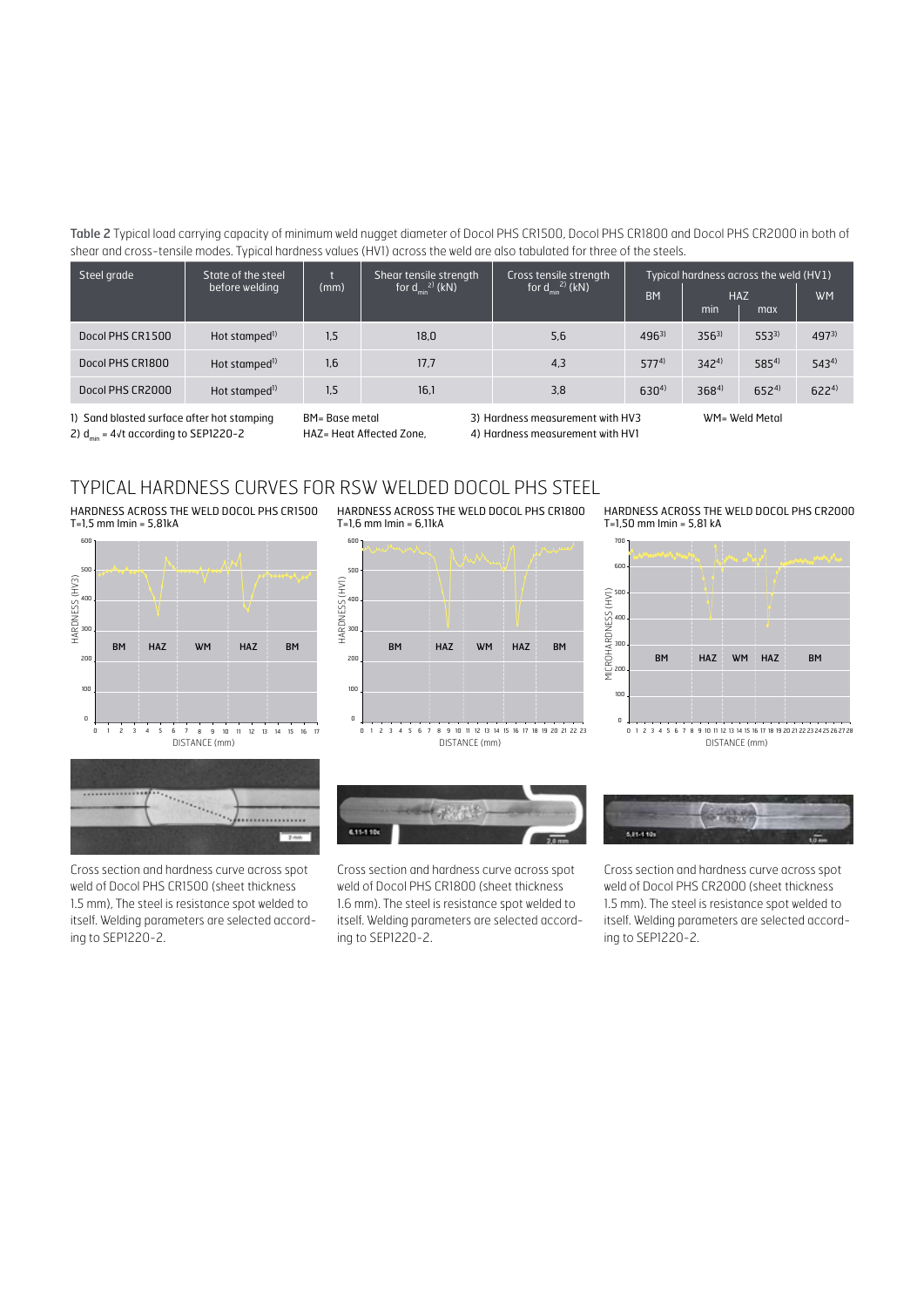**Table 2** Typical load carrying capacity of minimum weld nugget diameter of Docol PHS CR1500, Docol PHS CR1800 and Docol PHS CR2000 in both of shear and cross-tensile modes. Typical hardness values (HV1) across the weld are also tabulated for three of the steels.

| Steel grade | State of the steel before welding | t (mm) | Shear tensile strength for $d_{min}$ [2] (kN) | Cross tensile strength for $d_{min}$ [2] (kN) | Typical hardness across the weld (HV1) | | | |
|---|---|---|---|---|---|---|---|---|
| | | | | | BM | HAZ min | HAZ max | WM |
| Docol PHS CR1500 | Hot stamped[1] | 1,5 | 18,0 | 5,6 | 496[3] | 356[3] | 553[3] | 497[3] |
| Docol PHS CR1800 | Hot stamped[1] | 1,6 | 17,7 | 4,3 | 577[4] | 342[4] | 585[4] | 543[4] |
| Docol PHS CR2000 | Hot stamped[1] | 1,5 | 16,1 | 3,8 | 630[4] | 368[4] | 652[4] | 622[4] |

1) Sand blasted surface after hot stamping
2) $d_{min} = 4\sqrt{t}$ according to SEP1220-2

BM= Base metal
HAZ= Heat Affected Zone,

3) Hardness measurement with HV3
4) Hardness measurement with HV1

WM= Weld Metal

## TYPICAL HARDNESS CURVES FOR RSW WELDED DOCOL PHS STEEL

HARDNESS ACROSS THE WELD DOCOL PHS CR1500
T=1,5 mm Imin = 5,81kA

Cross section and hardness curve across spot weld of Docol PHS CR1500 (sheet thickness 1.5 mm), The steel is resistance spot welded to itself. Welding parameters are selected according to SEP1220-2.

HARDNESS ACROSS THE WELD DOCOL PHS CR1800
T=1,6 mm Imin = 6,11kA

Cross section and hardness curve across spot weld of Docol PHS CR1800 (sheet thickness 1.6 mm). The steel is resistance spot welded to itself. Welding parameters are selected according to SEP1220-2.

HARDNESS ACROSS THE WELD DOCOL PHS CR2000
T=1,50 mm Imin = 5,81 kA

Cross section and hardness curve across spot weld of Docol PHS CR2000 (sheet thickness 1.5 mm). The steel is resistance spot welded to itself. Welding parameters are selected according to SEP1220-2.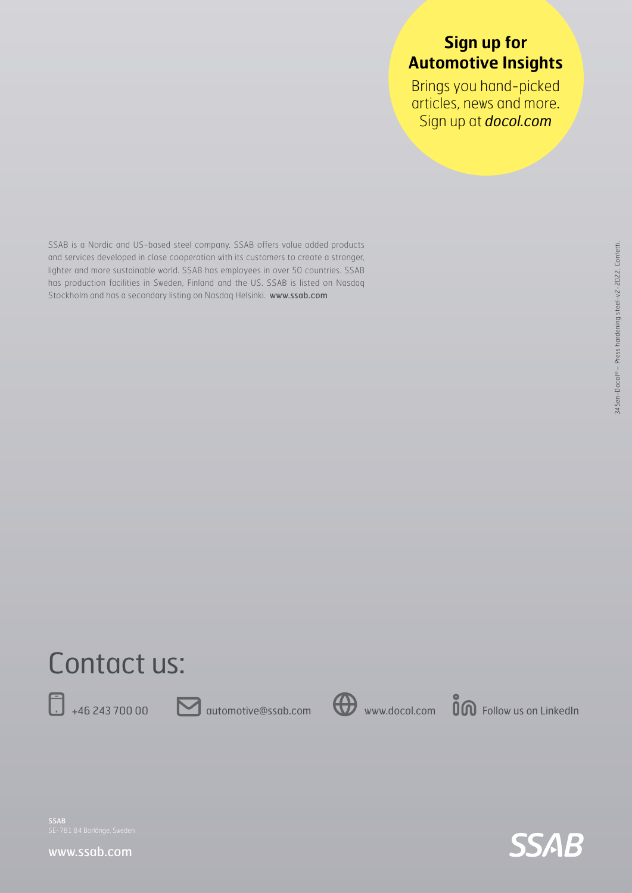## Sign up for Automotive Insights

Brings you hand-picked articles, news and more. Sign up at *docol.com*

SSAB is a Nordic and US-based steel company. SSAB offers value added products and services developed in close cooperation with its customers to create a stronger, lighter and more sustainable world. SSAB has employees in over 50 countries. SSAB has production facilities in Sweden, Finland and the US. SSAB is listed on Nasdaq Stockholm and has a secondary listing on Nasdaq Helsinki. **www.ssab.com**

345en-Docol® – Press hardening steel-v2-2022. Confetti.

# Contact us:

+46 243 700 00

automotive@ssab.com

www.docol.com

Follow us on LinkedIn

**SSAB**
SE-781 84 Borlänge, Sweden

www.ssab.com

SSAB